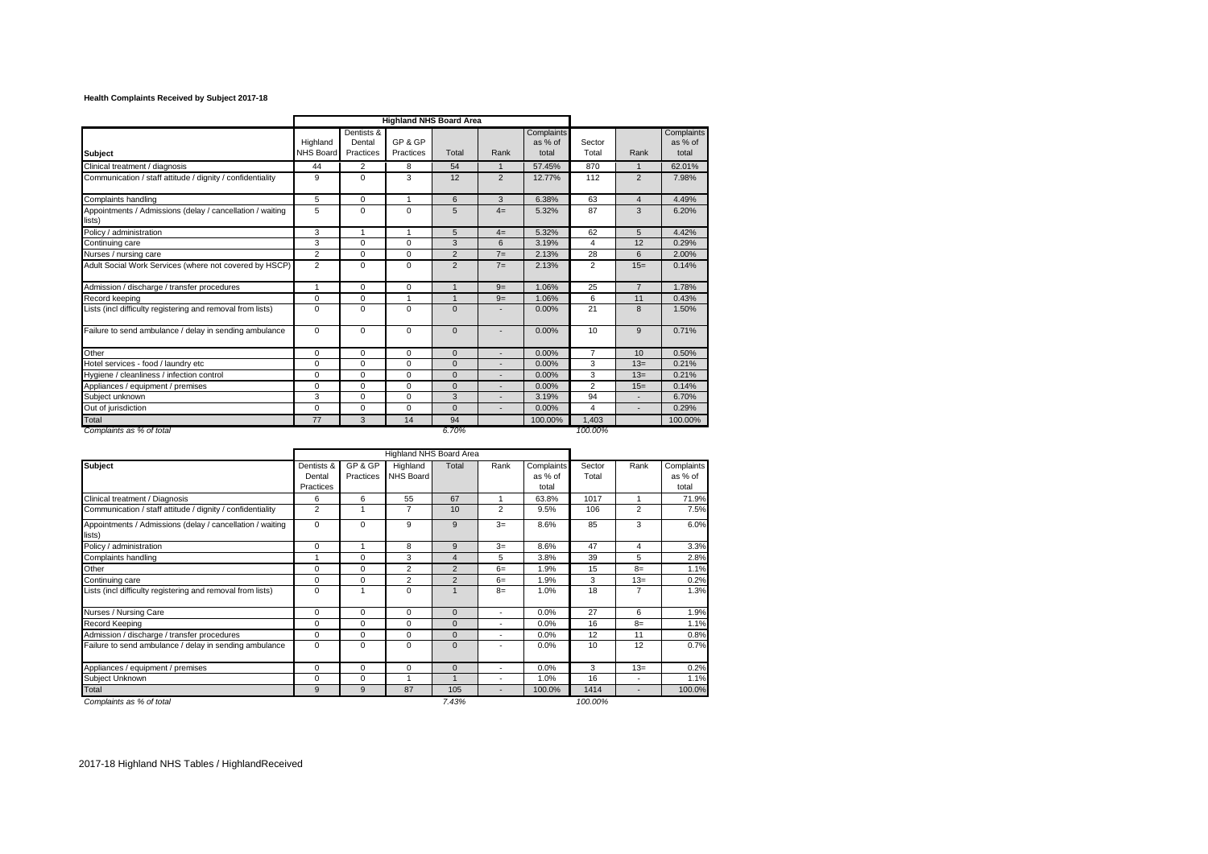**Health Complaints Received by Subject 2017-18**

| | Highland NHS Board Area | | | | | | | | |
|---|---|---|---|---|---|---|---|---|---|
| **Subject** | Highland NHS Board | Dentists & Dental Practices | GP & GP Practices | Total | Rank | Complaints as % of total | Sector Total | Rank | Complaints as % of total |
| Clinical treatment / diagnosis | 44 | 2 | 8 | 54 | 1 | 57.45% | 870 | 1 | 62.01% |
| Communication / staff attitude / dignity / confidentiality | 9 | 0 | 3 | 12 | 2 | 12.77% | 112 | 2 | 7.98% |
| Complaints handling | 5 | 0 | 1 | 6 | 3 | 6.38% | 63 | 4 | 4.49% |
| Appointments / Admissions (delay / cancellation / waiting lists) | 5 | 0 | 0 | 5 | 4= | 5.32% | 87 | 3 | 6.20% |
| Policy / administration | 3 | 1 | 1 | 5 | 4= | 5.32% | 62 | 5 | 4.42% |
| Continuing care | 3 | 0 | 0 | 3 | 6 | 3.19% | 4 | 12 | 0.29% |
| Nurses / nursing care | 2 | 0 | 0 | 2 | 7= | 2.13% | 28 | 6 | 2.00% |
| Adult Social Work Services (where not covered by HSCP) | 2 | 0 | 0 | 2 | 7= | 2.13% | 2 | 15= | 0.14% |
| Admission / discharge / transfer procedures | 1 | 0 | 0 | 1 | 9= | 1.06% | 25 | 7 | 1.78% |
| Record keeping | 0 | 0 | 1 | 1 | 9= | 1.06% | 6 | 11 | 0.43% |
| Lists (incl difficulty registering and removal from lists) | 0 | 0 | 0 | 0 | - | 0.00% | 21 | 8 | 1.50% |
| Failure to send ambulance / delay in sending ambulance | 0 | 0 | 0 | 0 | - | 0.00% | 10 | 9 | 0.71% |
| Other | 0 | 0 | 0 | 0 | - | 0.00% | 7 | 10 | 0.50% |
| Hotel services - food / laundry etc | 0 | 0 | 0 | 0 | - | 0.00% | 3 | 13= | 0.21% |
| Hygiene / cleanliness / infection control | 0 | 0 | 0 | 0 | - | 0.00% | 3 | 13= | 0.21% |
| Appliances / equipment / premises | 0 | 0 | 0 | 0 | - | 0.00% | 2 | 15= | 0.14% |
| Subject unknown | 3 | 0 | 0 | 3 | - | 3.19% | 94 | - | 6.70% |
| Out of jurisdiction | 0 | 0 | 0 | 0 | - | 0.00% | 4 | - | 0.29% |
| Total | 77 | 3 | 14 | 94 | | 100.00% | 1,403 | | 100.00% |
| *Complaints as % of total* | | | | *6.70%* | | | *100.00%* | | |

| | Highland NHS Board Area | | | | | | | | |
|---|---|---|---|---|---|---|---|---|---|
| **Subject** | Dentists & Dental Practices | GP & GP Practices | Highland NHS Board | Total | Rank | Complaints as % of total | Sector Total | Rank | Complaints as % of total |
| Clinical treatment / Diagnosis | 6 | 6 | 55 | 67 | 1 | 63.8% | 1017 | 1 | 71.9% |
| Communication / staff attitude / dignity / confidentiality | 2 | 1 | 7 | 10 | 2 | 9.5% | 106 | 2 | 7.5% |
| Appointments / Admissions (delay / cancellation / waiting lists) | 0 | 0 | 9 | 9 | 3= | 8.6% | 85 | 3 | 6.0% |
| Policy / administration | 0 | 1 | 8 | 9 | 3= | 8.6% | 47 | 4 | 3.3% |
| Complaints handling | 1 | 0 | 3 | 4 | 5 | 3.8% | 39 | 5 | 2.8% |
| Other | 0 | 0 | 2 | 2 | 6= | 1.9% | 15 | 8= | 1.1% |
| Continuing care | 0 | 0 | 2 | 2 | 6= | 1.9% | 3 | 13= | 0.2% |
| Lists (incl difficulty registering and removal from lists) | 0 | 1 | 0 | 1 | 8= | 1.0% | 18 | 7 | 1.3% |
| Nurses / Nursing Care | 0 | 0 | 0 | 0 | - | 0.0% | 27 | 6 | 1.9% |
| Record Keeping | 0 | 0 | 0 | 0 | - | 0.0% | 16 | 8= | 1.1% |
| Admission / discharge / transfer procedures | 0 | 0 | 0 | 0 | - | 0.0% | 12 | 11 | 0.8% |
| Failure to send ambulance / delay in sending ambulance | 0 | 0 | 0 | 0 | - | 0.0% | 10 | 12 | 0.7% |
| Appliances / equipment / premises | 0 | 0 | 0 | 0 | - | 0.0% | 3 | 13= | 0.2% |
| Subject Unknown | 0 | 0 | 1 | 1 | - | 1.0% | 16 | - | 1.1% |
| Total | 9 | 9 | 87 | 105 | - | 100.0% | 1414 | - | 100.0% |
| *Complaints as % of total* | | | | *7.43%* | | | *100.00%* | | |

2017-18 Highland NHS Tables / HighlandReceived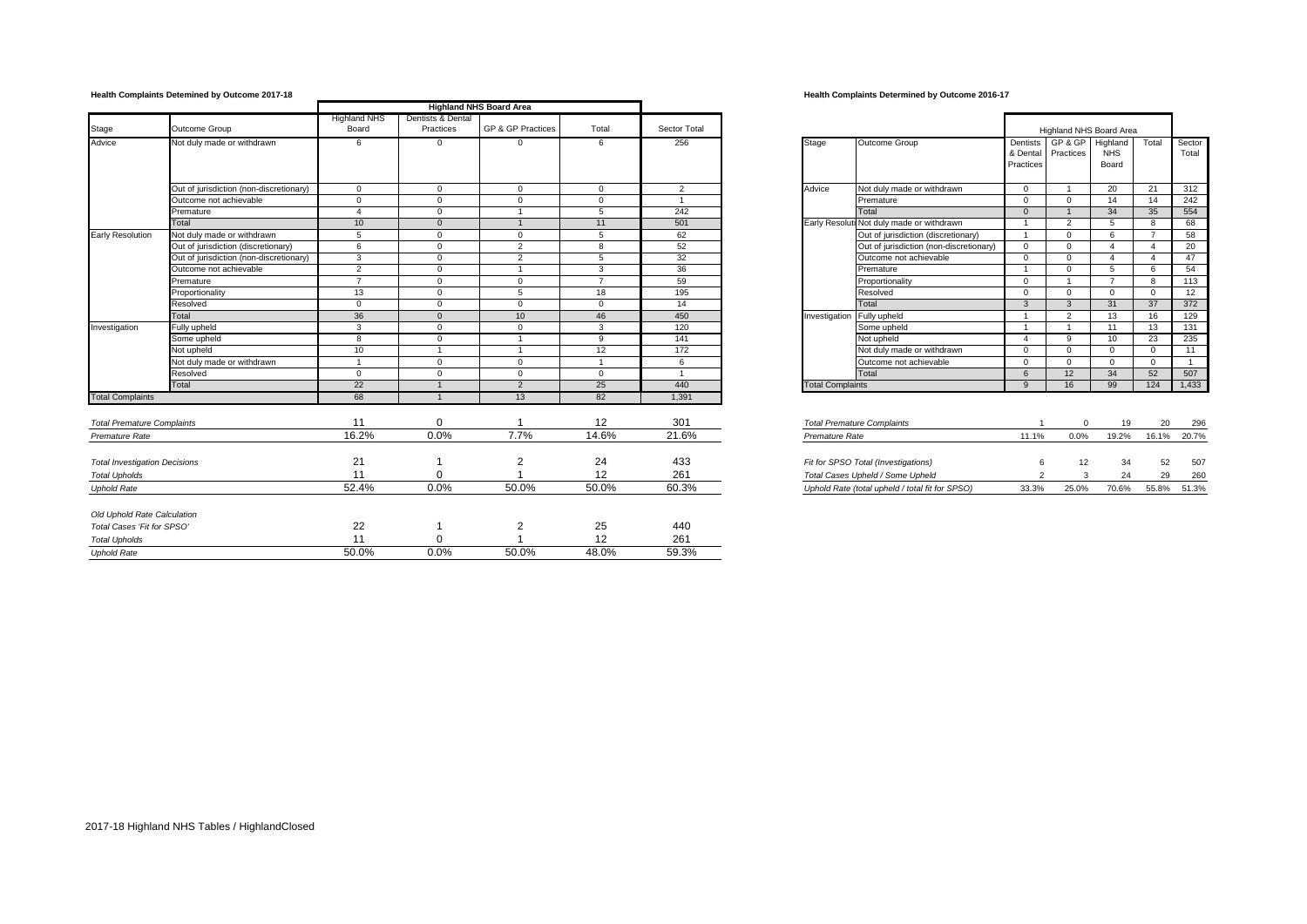**Health Complaints Detemined by Outcome 2017-18**

| Stage | Outcome Group | Highland NHS Area: Highland NHS Board | Highland NHS Area: Dentists & Dental Practices | Highland NHS Area: GP & GP Practices | Highland NHS Area: Total | Sector Total |
|---|---|---|---|---|---|---|
| Advice | Not duly made or withdrawn | 6 | 0 | 0 | 6 | 256 |
| | Out of jurisdiction (non-discretionary) | 0 | 0 | 0 | 0 | 2 |
| | Outcome not achievable | 0 | 0 | 0 | 0 | 1 |
| | Premature | 4 | 0 | 1 | 5 | 242 |
| | Total | 10 | 0 | 1 | 11 | 501 |
| Early Resolution | Not duly made or withdrawn | 5 | 0 | 0 | 5 | 62 |
| | Out of jurisdiction (discretionary) | 6 | 0 | 2 | 8 | 52 |
| | Out of jurisdiction (non-discretionary) | 3 | 0 | 2 | 5 | 32 |
| | Outcome not achievable | 2 | 0 | 1 | 3 | 36 |
| | Premature | 7 | 0 | 0 | 7 | 59 |
| | Proportionality | 13 | 0 | 5 | 18 | 195 |
| | Resolved | 0 | 0 | 0 | 0 | 14 |
| | Total | 36 | 0 | 10 | 46 | 450 |
| Investigation | Fully upheld | 3 | 0 | 0 | 3 | 120 |
| | Some upheld | 8 | 0 | 1 | 9 | 141 |
| | Not upheld | 10 | 1 | 1 | 12 | 172 |
| | Not duly made or withdrawn | 1 | 0 | 0 | 1 | 6 |
| | Resolved | 0 | 0 | 0 | 0 | 1 |
| | Total | 22 | 1 | 2 | 25 | 440 |
| Total Complaints | | 68 | 1 | 13 | 82 | 1,391 |

| | Highland NHS Board | Dentists & Dental Practices | GP & GP Practices | Total | Sector Total |
|---|---|---|---|---|---|
| *Total Premature Complaints* | 11 | 0 | 1 | 12 | 301 |
| *Premature Rate* | 16.2% | 0.0% | 7.7% | 14.6% | 21.6% |
| *Total Investigation Decisions* | 21 | 1 | 2 | 24 | 433 |
| *Total Upholds* | 11 | 0 | 1 | 12 | 261 |
| *Uphold Rate* | 52.4% | 0.0% | 50.0% | 50.0% | 60.3% |
| *Old Uphold Rate Calculation* | | | | | |
| *Total Cases 'Fit for SPSO'* | 22 | 1 | 2 | 25 | 440 |
| *Total Upholds* | 11 | 0 | 1 | 12 | 261 |
| *Uphold Rate* | 50.0% | 0.0% | 50.0% | 48.0% | 59.3% |

**Health Complaints Determined by Outcome 2016-17**

| Stage | Outcome Group | Highland NHS Board Area: Dentists & Dental Practices | Highland NHS Board Area: GP & GP Practices | Highland NHS Board Area: Highland NHS Board | Highland NHS Board Area: Total | Sector Total |
|---|---|---|---|---|---|---|
| Advice | Not duly made or withdrawn | 0 | 1 | 20 | 21 | 312 |
| | Premature | 0 | 0 | 14 | 14 | 242 |
| | Total | 0 | 1 | 34 | 35 | 554 |
| Early Resolution | Not duly made or withdrawn | 1 | 2 | 5 | 8 | 68 |
| | Out of jurisdiction (discretionary) | 1 | 0 | 6 | 7 | 58 |
| | Out of jurisdiction (non-discretionary) | 0 | 0 | 4 | 4 | 20 |
| | Outcome not achievable | 0 | 0 | 4 | 4 | 47 |
| | Premature | 1 | 0 | 5 | 6 | 54 |
| | Proportionality | 0 | 1 | 7 | 8 | 113 |
| | Resolved | 0 | 0 | 0 | 0 | 12 |
| | Total | 3 | 3 | 31 | 37 | 372 |
| Investigation | Fully upheld | 1 | 2 | 13 | 16 | 129 |
| | Some upheld | 1 | 1 | 11 | 13 | 131 |
| | Not upheld | 4 | 9 | 10 | 23 | 235 |
| | Not duly made or withdrawn | 0 | 0 | 0 | 0 | 11 |
| | Outcome not achievable | 0 | 0 | 0 | 0 | 1 |
| | Total | 6 | 12 | 34 | 52 | 507 |
| Total Complaints | | 9 | 16 | 99 | 124 | 1,433 |

| | Dentists & Dental Practices | GP & GP Practices | Highland NHS Board | Total | Sector Total |
|---|---|---|---|---|---|
| *Total Premature Complaints* | 1 | 0 | 19 | 20 | 296 |
| *Premature Rate* | 11.1% | 0.0% | 19.2% | 16.1% | 20.7% |
| *Fit for SPSO Total (Investigations)* | 6 | 12 | 34 | 52 | 507 |
| *Total Cases Upheld / Some Upheld* | 2 | 3 | 24 | 29 | 260 |
| *Uphold Rate (total upheld / total fit for SPSO)* | 33.3% | 25.0% | 70.6% | 55.8% | 51.3% |

2017-18 Highland NHS Tables / HighlandClosed